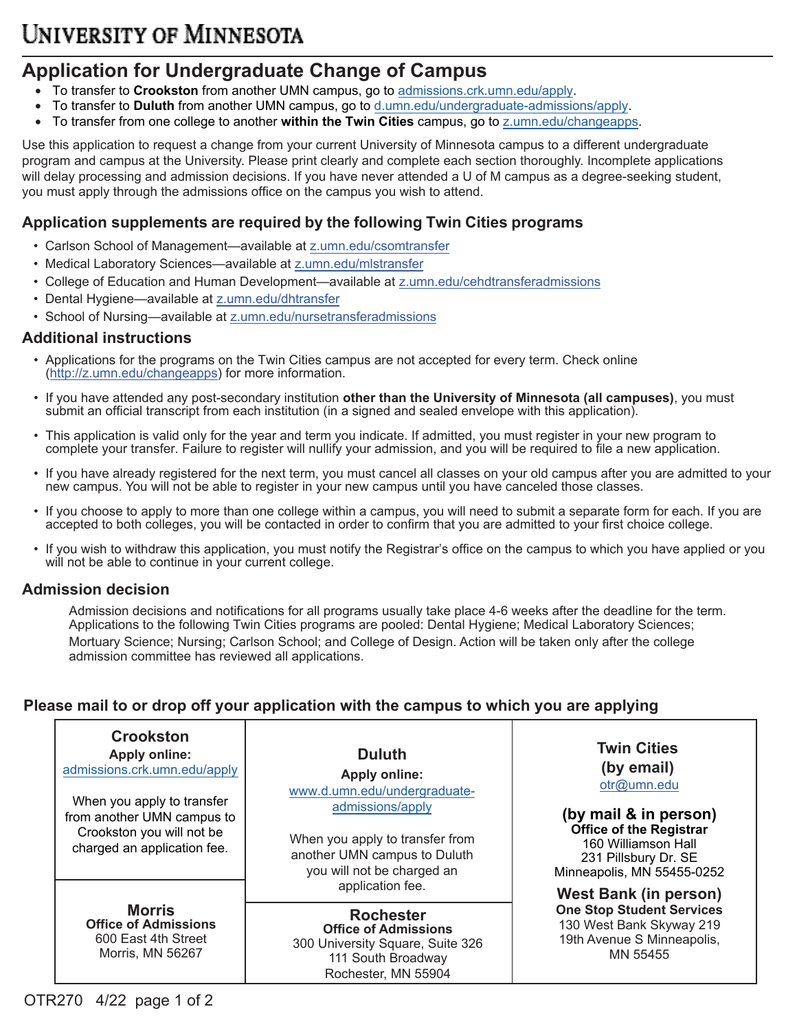# UNIVERSITY OF MINNESOTA

## Application for Undergraduate Change of Campus

- To transfer to **Crookston** from another UMN campus, go to admissions.crk.umn.edu/apply.
- To transfer to **Duluth** from another UMN campus, go to d.umn.edu/undergraduate-admissions/apply.
- To transfer from one college to another **within the Twin Cities** campus, go to z.umn.edu/changeapps.

Use this application to request a change from your current University of Minnesota campus to a different undergraduate program and campus at the University. Please print clearly and complete each section thoroughly. Incomplete applications will delay processing and admission decisions. If you have never attended a U of M campus as a degree-seeking student, you must apply through the admissions office on the campus you wish to attend.

### Application supplements are required by the following Twin Cities programs

- Carlson School of Management—available at z.umn.edu/csomtransfer
- Medical Laboratory Sciences—available at z.umn.edu/mlstransfer
- College of Education and Human Development—available at z.umn.edu/cehdtransferadmissions
- Dental Hygiene—available at z.umn.edu/dhtransfer
- School of Nursing—available at z.umn.edu/nursetransferadmissions

### Additional instructions

- Applications for the programs on the Twin Cities campus are not accepted for every term. Check online (http://z.umn.edu/changeapps) for more information.
- If you have attended any post-secondary institution **other than the University of Minnesota (all campuses)**, you must submit an official transcript from each institution (in a signed and sealed envelope with this application).
- This application is valid only for the year and term you indicate. If admitted, you must register in your new program to complete your transfer. Failure to register will nullify your admission, and you will be required to file a new application.
- If you have already registered for the next term, you must cancel all classes on your old campus after you are admitted to your new campus. You will not be able to register in your new campus until you have canceled those classes.
- If you choose to apply to more than one college within a campus, you will need to submit a separate form for each. If you are accepted to both colleges, you will be contacted in order to confirm that you are admitted to your first choice college.
- If you wish to withdraw this application, you must notify the Registrar's office on the campus to which you have applied or you will not be able to continue in your current college.

### Admission decision

Admission decisions and notifications for all programs usually take place 4-6 weeks after the deadline for the term. Applications to the following Twin Cities programs are pooled: Dental Hygiene; Medical Laboratory Sciences; Mortuary Science; Nursing; Carlson School; and College of Design. Action will be taken only after the college admission committee has reviewed all applications.

### Please mail to or drop off your application with the campus to which you are applying

| Crookston | Duluth | Twin Cities |
|---|---|---|
| **Apply online:** admissions.crk.umn.edu/apply<br><br>When you apply to transfer from another UMN campus to Crookston you will not be charged an application fee. | **Apply online:** www.d.umn.edu/undergraduate-admissions/apply<br><br>When you apply to transfer from another UMN campus to Duluth you will not be charged an application fee. | **(by email)** otr@umn.edu<br><br>**(by mail & in person)**<br>**Office of the Registrar**<br>160 Williamson Hall<br>231 Pillsbury Dr. SE<br>Minneapolis, MN 55455-0252 |
| **Morris**<br>**Office of Admissions**<br>600 East 4th Street<br>Morris, MN 56267 | **Rochester**<br>**Office of Admissions**<br>300 University Square, Suite 326<br>111 South Broadway<br>Rochester, MN 55904 | **West Bank (in person)**<br>**One Stop Student Services**<br>130 West Bank Skyway 219<br>19th Avenue S Minneapolis, MN 55455 |

OTR270 4/22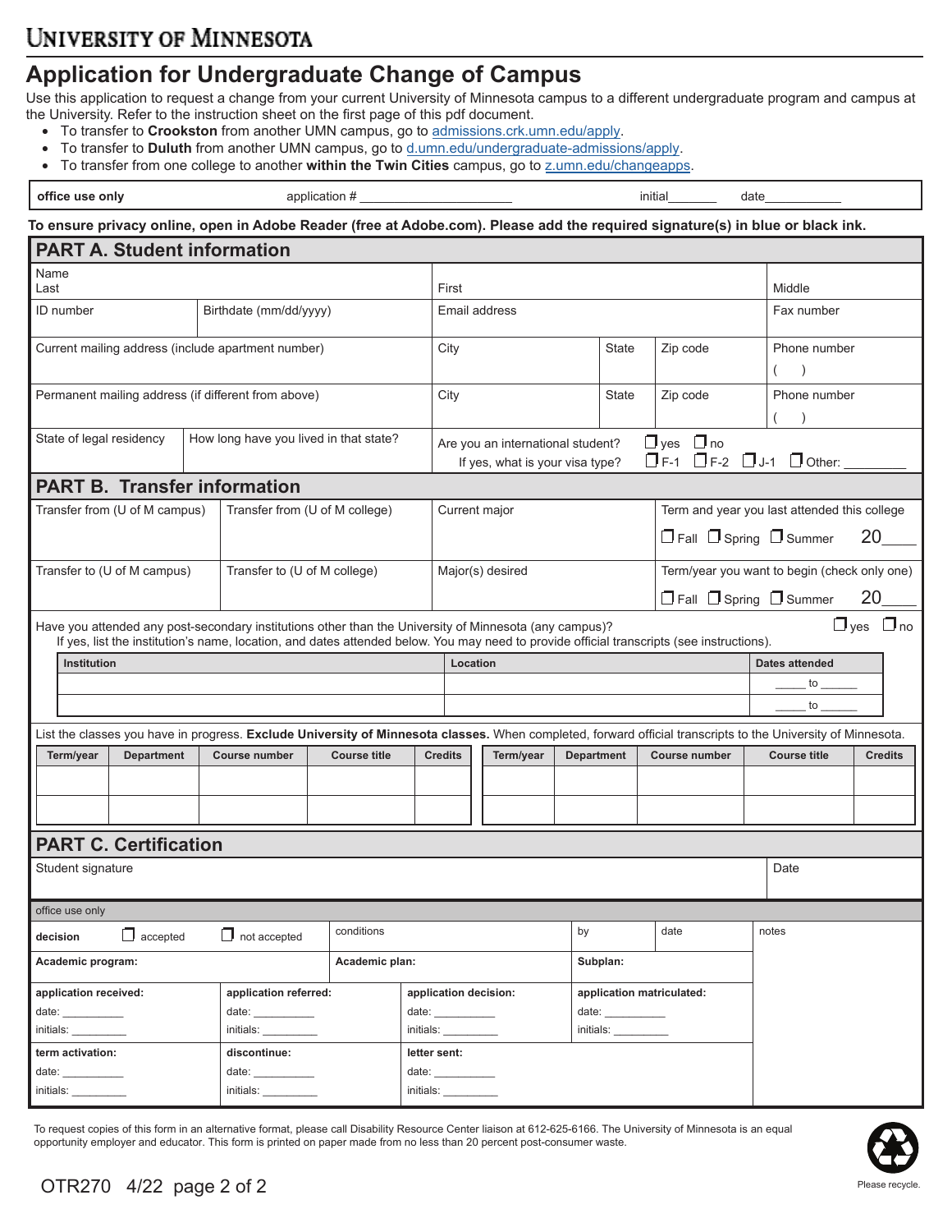UNIVERSITY OF MINNESOTA

# Application for Undergraduate Change of Campus

Use this application to request a change from your current University of Minnesota campus to a different undergraduate program and campus at the University. Refer to the instruction sheet on the first page of this pdf document.

- To transfer to **Crookston** from another UMN campus, go to admissions.crk.umn.edu/apply.
- To transfer to **Duluth** from another UMN campus, go to d.umn.edu/undergraduate-admissions/apply.
- To transfer from one college to another **within the Twin Cities** campus, go to z.umn.edu/changeapps.

| **office use only** | application # ____________________ | initial_______ | date___________ |
|---|---|---|---|

**To ensure privacy online, open in Adobe Reader (free at Adobe.com). Please add the required signature(s) in blue or black ink.**

## PART A. Student information

| | | | | | |
|---|---|---|---|---|---|
| Name Last | | First | | | Middle |
| ID number | Birthdate (mm/dd/yyyy) | Email address | | | Fax number |
| Current mailing address (include apartment number) | | City | State | Zip code | Phone number ( ) |
| Permanent mailing address (if different from above) | | City | State | Zip code | Phone number ( ) |
| State of legal residency | How long have you lived in that state? | Are you an international student? ☐ yes ☐ no<br>If yes, what is your visa type? ☐ F-1 ☐ F-2 ☐ J-1 ☐ Other: ________ | | | |

## PART B. Transfer information

| | | | |
|---|---|---|---|
| Transfer from (U of M campus) | Transfer from (U of M college) | Current major | Term and year you last attended this college<br>☐ Fall ☐ Spring ☐ Summer 20____ |
| Transfer to (U of M campus) | Transfer to (U of M college) | Major(s) desired | Term/year you want to begin (check only one)<br>☐ Fall ☐ Spring ☐ Summer 20____ |

Have you attended any post-secondary institutions other than the University of Minnesota (any campus)? ☐ yes ☐ no
If yes, list the institution's name, location, and dates attended below. You may need to provide official transcripts (see instructions).

| Institution | Location | Dates attended |
|---|---|---|
| | | _____ to ______ |
| | | _____ to ______ |

List the classes you have in progress. **Exclude University of Minnesota classes.** When completed, forward official transcripts to the University of Minnesota.

| Term/year | Department | Course number | Course title | Credits | Term/year | Department | Course number | Course title | Credits |
|---|---|---|---|---|---|---|---|---|---|
| | | | | | | | | | |
| | | | | | | | | | |

## PART C. Certification

| Student signature | Date |
|---|---|
| | |

office use only

| | | | | |
|---|---|---|---|---|
| **decision** ☐ accepted ☐ not accepted | conditions | by | date | notes |
| **Academic program:** | **Academic plan:** | **Subplan:** | | |
| **application received:**<br>date: __________<br>initials: _________ | **application referred:**<br>date: __________<br>initials: _________ | **application decision:**<br>date: __________<br>initials: _________ | **application matriculated:**<br>date: __________<br>initials: _________ | |
| **term activation:**<br>date: __________<br>initials: _________ | **discontinue:**<br>date: __________<br>initials: _________ | **letter sent:**<br>date: __________<br>initials: _________ | | |

To request copies of this form in an alternative format, please call Disability Resource Center liaison at 612-625-6166. The University of Minnesota is an equal opportunity employer and educator. This form is printed on paper made from no less than 20 percent post-consumer waste.

Please recycle.

OTR270 4/22